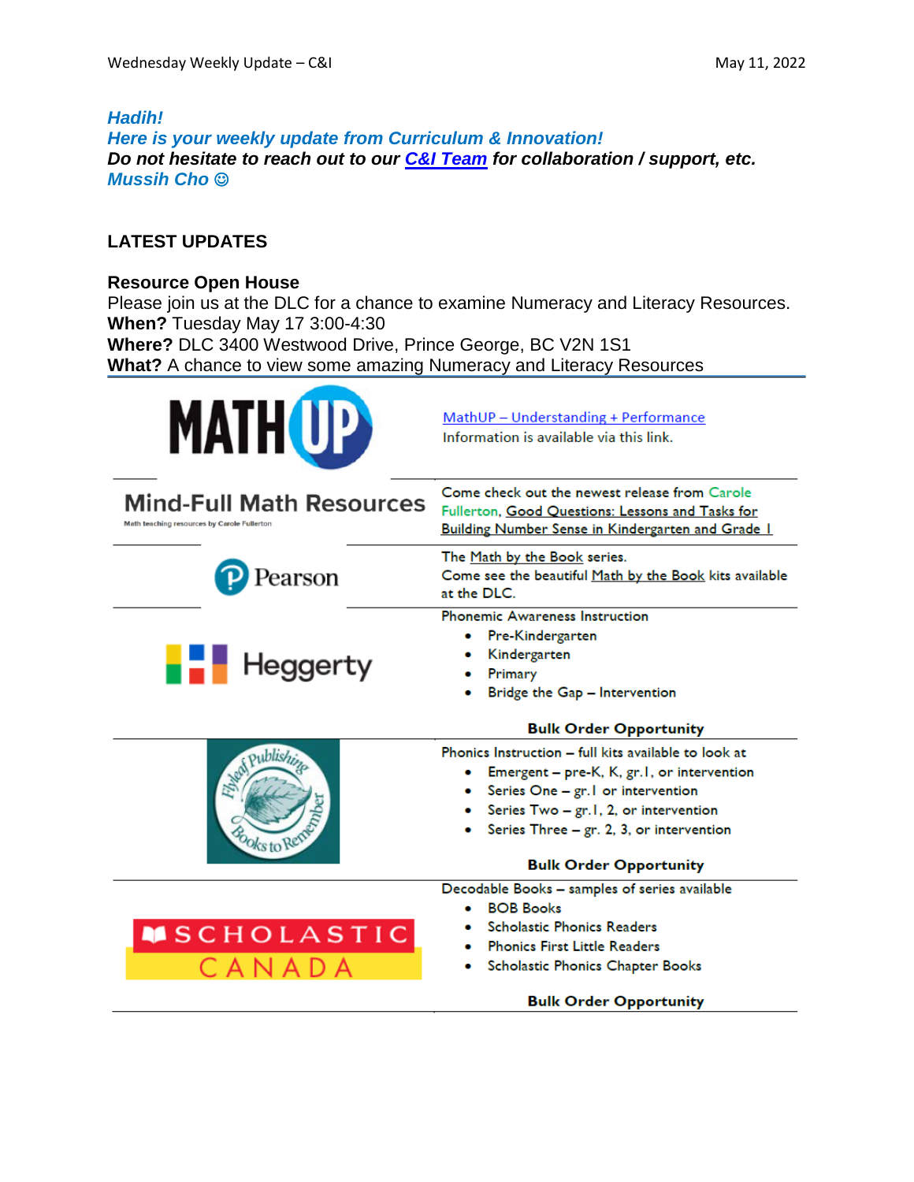*Hadih!*
*Here is your weekly update from Curriculum & Innovation!*
***Do not hesitate to reach out to our C&I Team for collaboration / support, etc.***
*Mussih Cho ☺*

## LATEST UPDATES

### Resource Open House

Please join us at the DLC for a chance to examine Numeracy and Literacy Resources.
**When?** Tuesday May 17 3:00-4:30
**Where?** DLC 3400 Westwood Drive, Prince George, BC V2N 1S1
**What?** A chance to view some amazing Numeracy and Literacy Resources

| Resource | Details |
| --- | --- |
| MATH UP | MathUP – Understanding + Performance<br>Information is available via this link. |
| Mind-Full Math Resources<br>Math teaching resources by Carole Fullerton | Come check out the newest release from Carole Fullerton, Good Questions: Lessons and Tasks for Building Number Sense in Kindergarten and Grade 1 |
| Pearson | The Math by the Book series.<br>Come see the beautiful Math by the Book kits available at the DLC. |
| Heggerty | Phonemic Awareness Instruction<br>• Pre-Kindergarten<br>• Kindergarten<br>• Primary<br>• Bridge the Gap – Intervention<br><br>**Bulk Order Opportunity** |
| Flyleaf Publishing – Books to Remember | Phonics Instruction – full kits available to look at<br>• Emergent – pre-K, K, gr.1, or intervention<br>• Series One – gr.1 or intervention<br>• Series Two – gr.1, 2, or intervention<br>• Series Three – gr. 2, 3, or intervention<br><br>**Bulk Order Opportunity** |
| SCHOLASTIC CANADA | Decodable Books – samples of series available<br>• BOB Books<br>• Scholastic Phonics Readers<br>• Phonics First Little Readers<br>• Scholastic Phonics Chapter Books<br><br>**Bulk Order Opportunity** |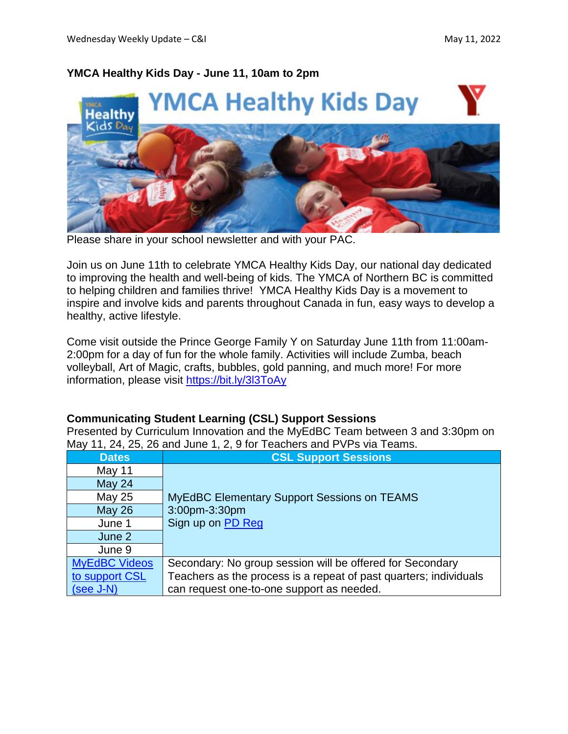**YMCA Healthy Kids Day - June 11, 10am to 2pm**

Please share in your school newsletter and with your PAC.

Join us on June 11th to celebrate YMCA Healthy Kids Day, our national day dedicated to improving the health and well-being of kids. The YMCA of Northern BC is committed to helping children and families thrive! YMCA Healthy Kids Day is a movement to inspire and involve kids and parents throughout Canada in fun, easy ways to develop a healthy, active lifestyle.

Come visit outside the Prince George Family Y on Saturday June 11th from 11:00am-2:00pm for a day of fun for the whole family. Activities will include Zumba, beach volleyball, Art of Magic, crafts, bubbles, gold panning, and much more! For more information, please visit https://bit.ly/3l3ToAy

**Communicating Student Learning (CSL) Support Sessions**

Presented by Curriculum Innovation and the MyEdBC Team between 3 and 3:30pm on May 11, 24, 25, 26 and June 1, 2, 9 for Teachers and PVPs via Teams.

| Dates | CSL Support Sessions |
|---|---|
| May 11 | MyEdBC Elementary Support Sessions on TEAMS<br>3:00pm-3:30pm<br>Sign up on PD Reg |
| May 24 | |
| May 25 | |
| May 26 | |
| June 1 | |
| June 2 | |
| June 9 | |
| MyEdBC Videos to support CSL (see J-N) | Secondary: No group session will be offered for Secondary Teachers as the process is a repeat of past quarters; individuals can request one-to-one support as needed. |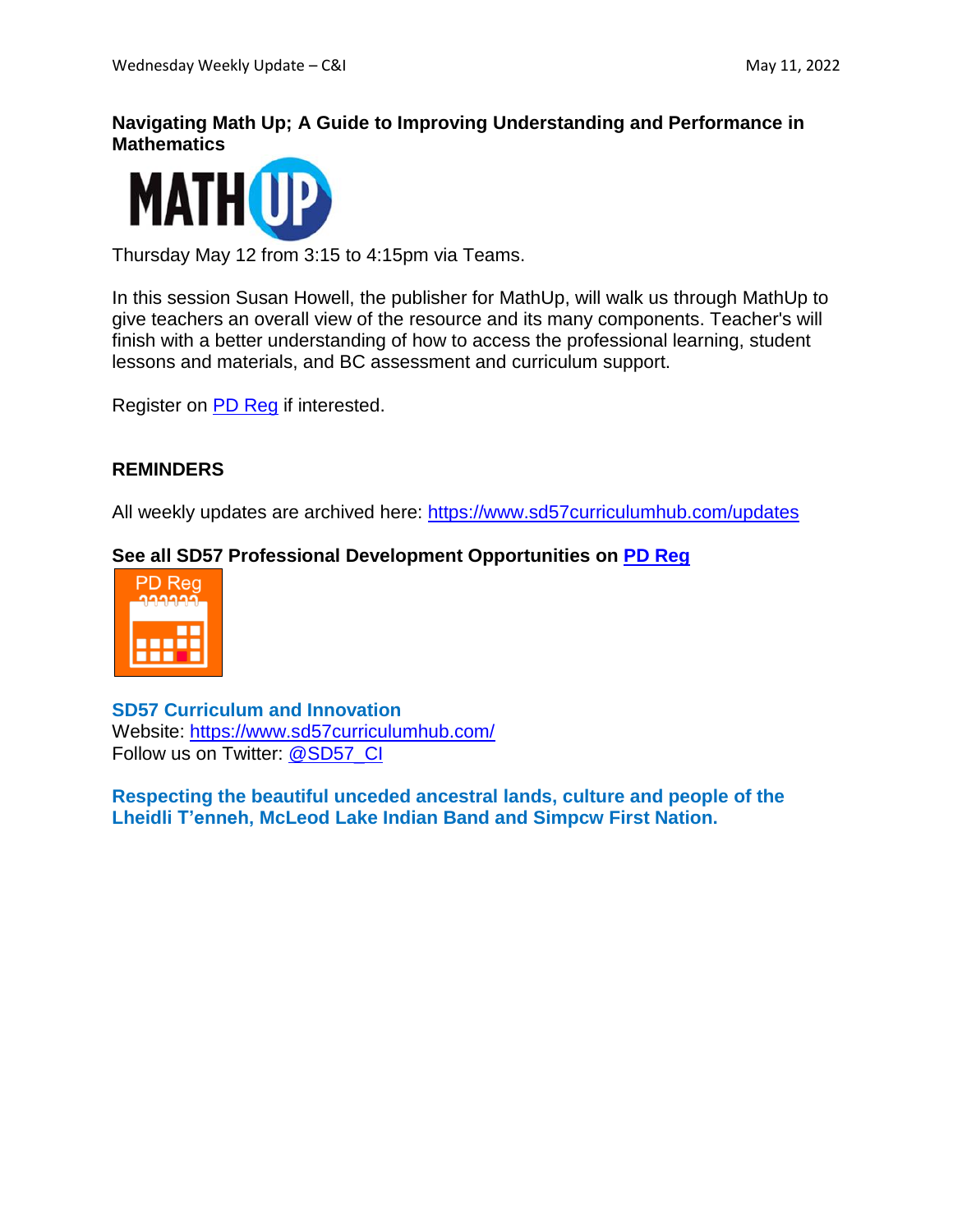**Navigating Math Up; A Guide to Improving Understanding and Performance in Mathematics**

Thursday May 12 from 3:15 to 4:15pm via Teams.

In this session Susan Howell, the publisher for MathUp, will walk us through MathUp to give teachers an overall view of the resource and its many components. Teacher's will finish with a better understanding of how to access the professional learning, student lessons and materials, and BC assessment and curriculum support.

Register on [PD Reg]() if interested.

**REMINDERS**

All weekly updates are archived here: [https://www.sd57curriculumhub.com/updates](https://www.sd57curriculumhub.com/updates)

**See all SD57 Professional Development Opportunities on [PD Reg]()**

**SD57 Curriculum and Innovation**
Website: [https://www.sd57curriculumhub.com/](https://www.sd57curriculumhub.com/)
Follow us on Twitter: [@SD57_CI]()

**Respecting the beautiful unceded ancestral lands, culture and people of the Lheidli T'enneh, McLeod Lake Indian Band and Simpcw First Nation.**